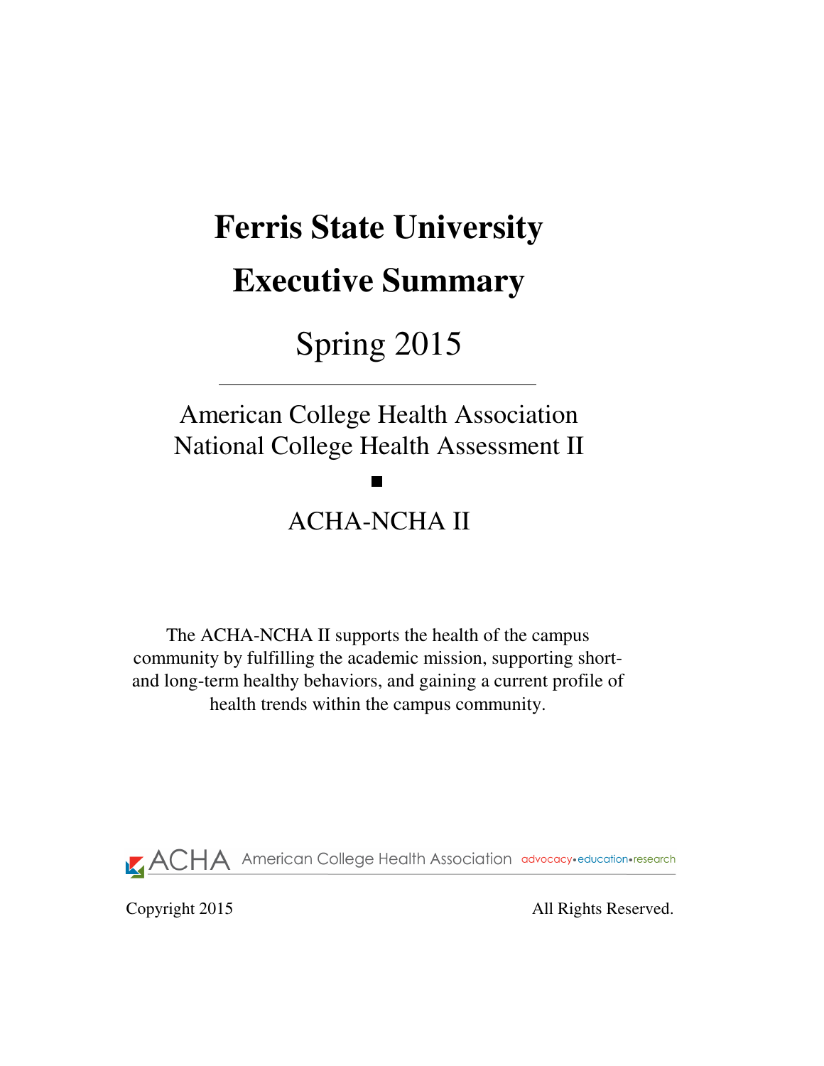# Ferris State University

# Executive Summary

## Spring 2015

---

American College Health Association
National College Health Assessment II

■

ACHA-NCHA II

The ACHA-NCHA II supports the health of the campus community by fulfilling the academic mission, supporting short- and long-term healthy behaviors, and gaining a current profile of health trends within the campus community.

ACHA American College Health Association advocacy•education•research

Copyright 2015 All Rights Reserved.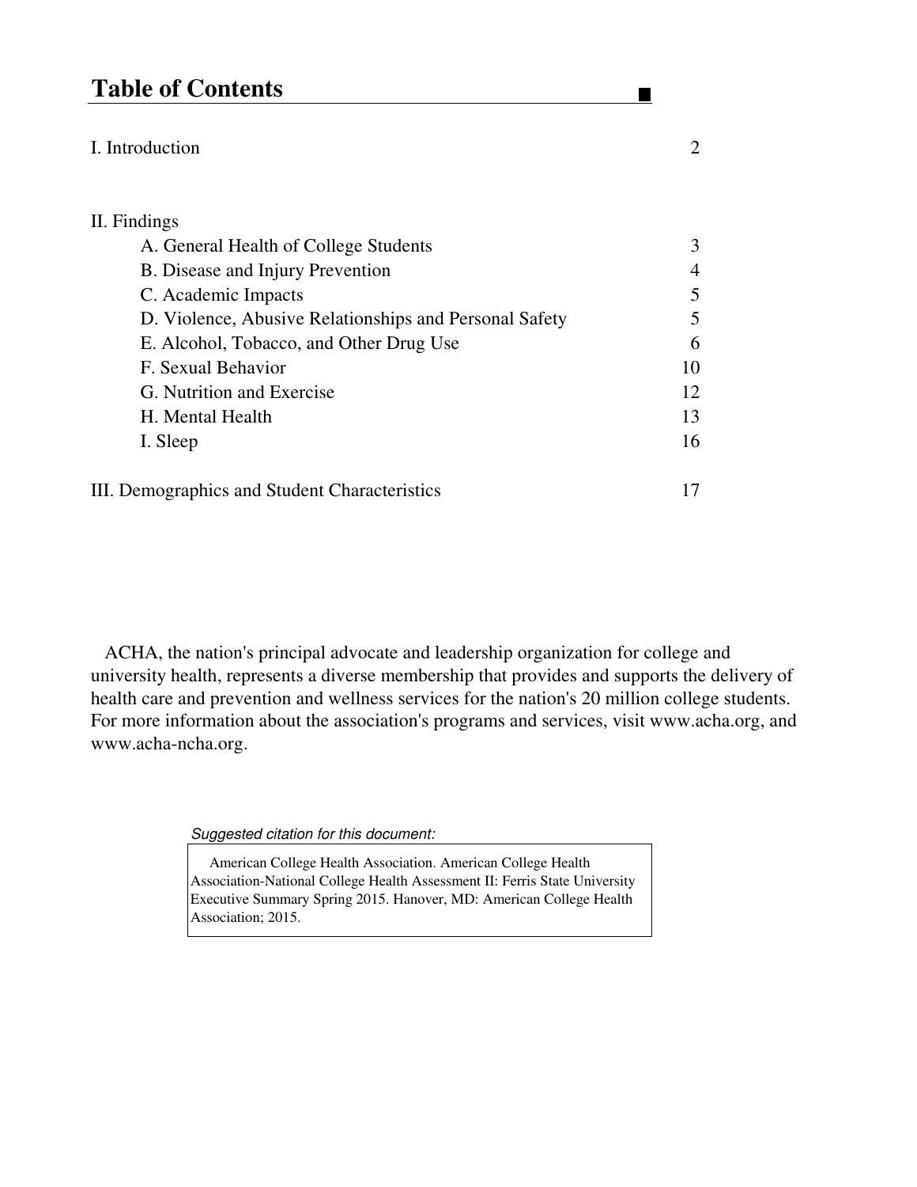# Table of Contents

| | |
|---|---|
| I. Introduction | 2 |
| II. Findings | |
| A. General Health of College Students | 3 |
| B. Disease and Injury Prevention | 4 |
| C. Academic Impacts | 5 |
| D. Violence, Abusive Relationships and Personal Safety | 5 |
| E. Alcohol, Tobacco, and Other Drug Use | 6 |
| F. Sexual Behavior | 10 |
| G. Nutrition and Exercise | 12 |
| H. Mental Health | 13 |
| I. Sleep | 16 |
| III. Demographics and Student Characteristics | 17 |

ACHA, the nation's principal advocate and leadership organization for college and university health, represents a diverse membership that provides and supports the delivery of health care and prevention and wellness services for the nation's 20 million college students. For more information about the association's programs and services, visit www.acha.org, and www.acha-ncha.org.

*Suggested citation for this document:*

American College Health Association. American College Health Association-National College Health Assessment II: Ferris State University Executive Summary Spring 2015. Hanover, MD: American College Health Association; 2015.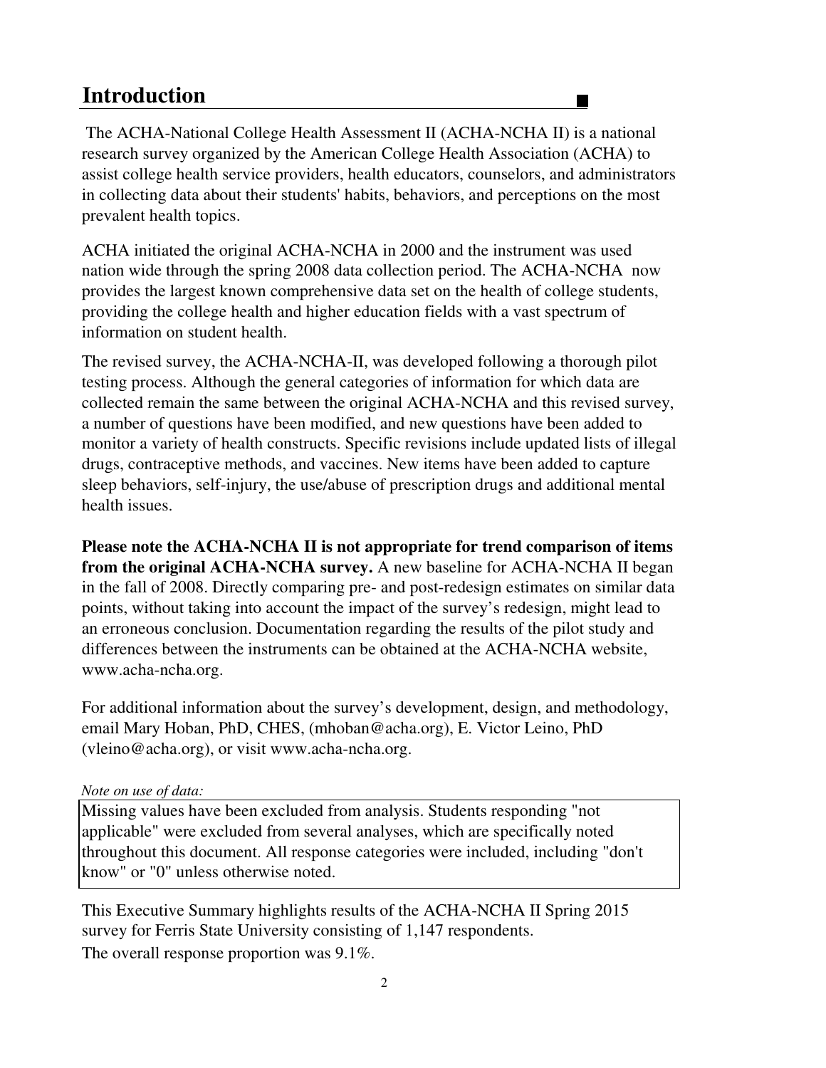# Introduction

The ACHA-National College Health Assessment II (ACHA-NCHA II) is a national research survey organized by the American College Health Association (ACHA) to assist college health service providers, health educators, counselors, and administrators in collecting data about their students' habits, behaviors, and perceptions on the most prevalent health topics.

ACHA initiated the original ACHA-NCHA in 2000 and the instrument was used nation wide through the spring 2008 data collection period. The ACHA-NCHA now provides the largest known comprehensive data set on the health of college students, providing the college health and higher education fields with a vast spectrum of information on student health.

The revised survey, the ACHA-NCHA-II, was developed following a thorough pilot testing process. Although the general categories of information for which data are collected remain the same between the original ACHA-NCHA and this revised survey, a number of questions have been modified, and new questions have been added to monitor a variety of health constructs. Specific revisions include updated lists of illegal drugs, contraceptive methods, and vaccines. New items have been added to capture sleep behaviors, self-injury, the use/abuse of prescription drugs and additional mental health issues.

**Please note the ACHA-NCHA II is not appropriate for trend comparison of items from the original ACHA-NCHA survey.** A new baseline for ACHA-NCHA II began in the fall of 2008. Directly comparing pre- and post-redesign estimates on similar data points, without taking into account the impact of the survey's redesign, might lead to an erroneous conclusion. Documentation regarding the results of the pilot study and differences between the instruments can be obtained at the ACHA-NCHA website, www.acha-ncha.org.

For additional information about the survey's development, design, and methodology, email Mary Hoban, PhD, CHES, (mhoban@acha.org), E. Victor Leino, PhD (vleino@acha.org), or visit www.acha-ncha.org.

*Note on use of data:*

Missing values have been excluded from analysis. Students responding "not applicable" were excluded from several analyses, which are specifically noted throughout this document. All response categories were included, including "don't know" or "0" unless otherwise noted.

This Executive Summary highlights results of the ACHA-NCHA II Spring 2015 survey for Ferris State University consisting of 1,147 respondents.
The overall response proportion was 9.1%.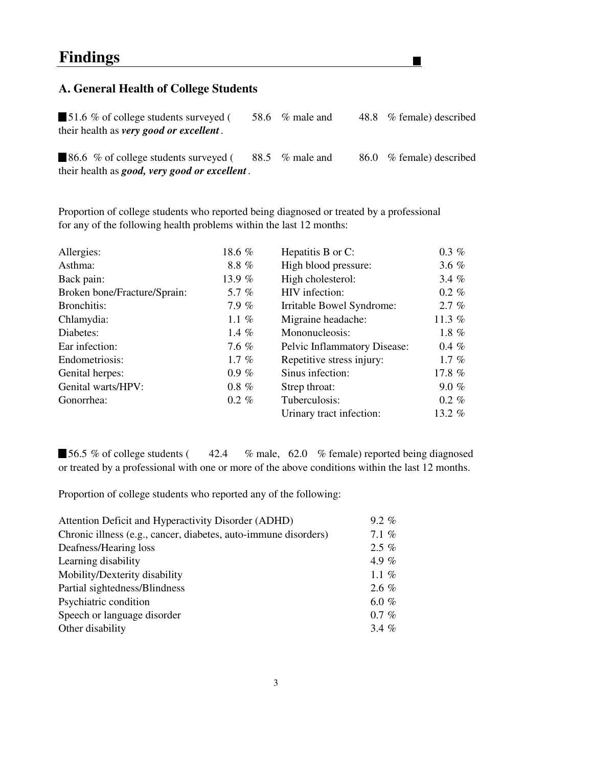# Findings

## A. General Health of College Students

- 51.6 % of college students surveyed ( 58.6 % male and 48.8 % female) described their health as ***very good or excellent***.

- 86.6 % of college students surveyed ( 88.5 % male and 86.0 % female) described their health as ***good, very good or excellent***.

Proportion of college students who reported being diagnosed or treated by a professional for any of the following health problems within the last 12 months:

| | | | |
|---|---|---|---|
| Allergies: | 18.6 % | Hepatitis B or C: | 0.3 % |
| Asthma: | 8.8 % | High blood pressure: | 3.6 % |
| Back pain: | 13.9 % | High cholesterol: | 3.4 % |
| Broken bone/Fracture/Sprain: | 5.7 % | HIV infection: | 0.2 % |
| Bronchitis: | 7.9 % | Irritable Bowel Syndrome: | 2.7 % |
| Chlamydia: | 1.1 % | Migraine headache: | 11.3 % |
| Diabetes: | 1.4 % | Mononucleosis: | 1.8 % |
| Ear infection: | 7.6 % | Pelvic Inflammatory Disease: | 0.4 % |
| Endometriosis: | 1.7 % | Repetitive stress injury: | 1.7 % |
| Genital herpes: | 0.9 % | Sinus infection: | 17.8 % |
| Genital warts/HPV: | 0.8 % | Strep throat: | 9.0 % |
| Gonorrhea: | 0.2 % | Tuberculosis: | 0.2 % |
| | | Urinary tract infection: | 13.2 % |

- 56.5 % of college students ( 42.4 % male, 62.0 % female) reported being diagnosed or treated by a professional with one or more of the above conditions within the last 12 months.

Proportion of college students who reported any of the following:

| | |
|---|---|
| Attention Deficit and Hyperactivity Disorder (ADHD) | 9.2 % |
| Chronic illness (e.g., cancer, diabetes, auto-immune disorders) | 7.1 % |
| Deafness/Hearing loss | 2.5 % |
| Learning disability | 4.9 % |
| Mobility/Dexterity disability | 1.1 % |
| Partial sightedness/Blindness | 2.6 % |
| Psychiatric condition | 6.0 % |
| Speech or language disorder | 0.7 % |
| Other disability | 3.4 % |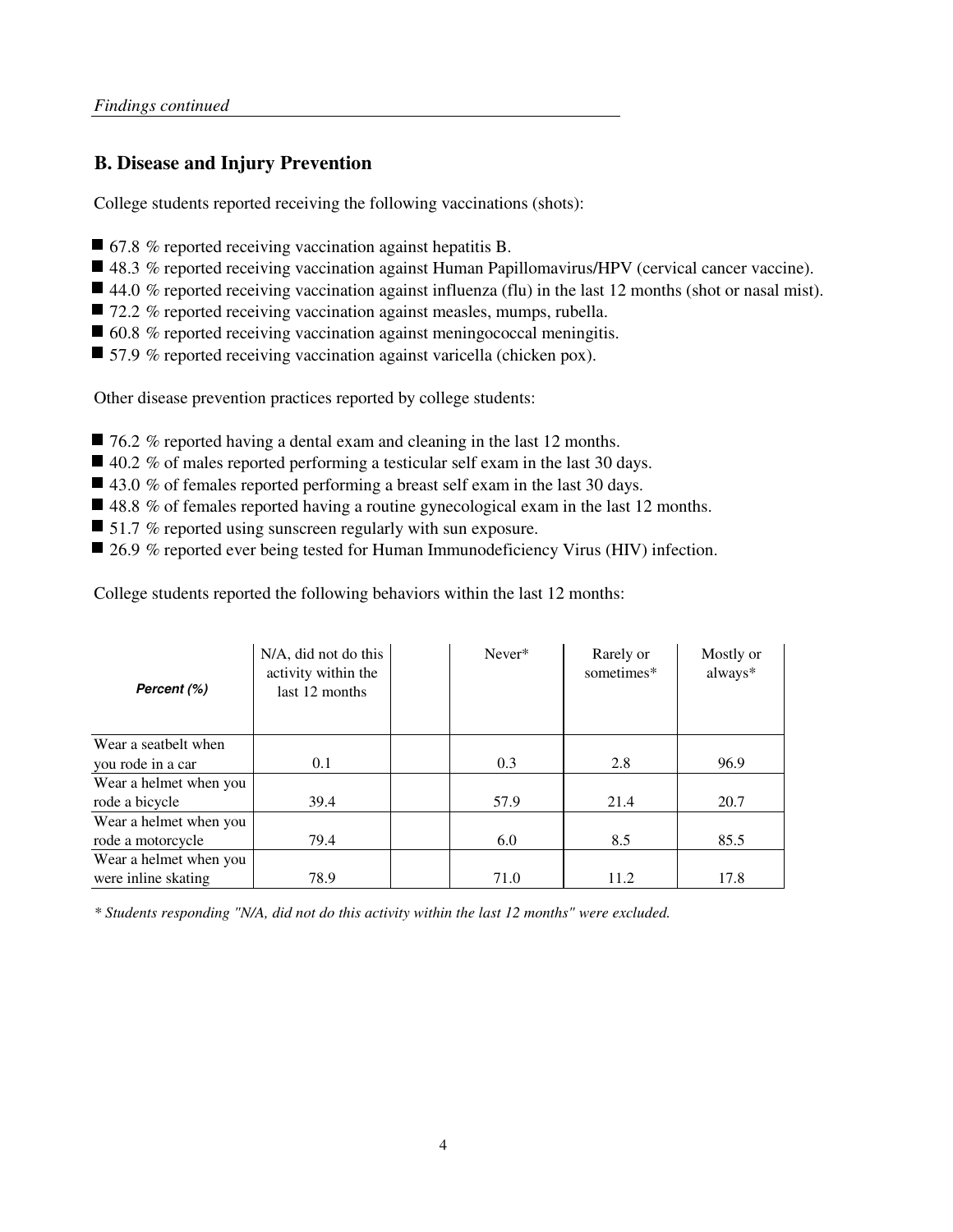*Findings continued*

## B. Disease and Injury Prevention

College students reported receiving the following vaccinations (shots):

- 67.8 % reported receiving vaccination against hepatitis B.
- 48.3 % reported receiving vaccination against Human Papillomavirus/HPV (cervical cancer vaccine).
- 44.0 % reported receiving vaccination against influenza (flu) in the last 12 months (shot or nasal mist).
- 72.2 % reported receiving vaccination against measles, mumps, rubella.
- 60.8 % reported receiving vaccination against meningococcal meningitis.
- 57.9 % reported receiving vaccination against varicella (chicken pox).

Other disease prevention practices reported by college students:

- 76.2 % reported having a dental exam and cleaning in the last 12 months.
- 40.2 % of males reported performing a testicular self exam in the last 30 days.
- 43.0 % of females reported performing a breast self exam in the last 30 days.
- 48.8 % of females reported having a routine gynecological exam in the last 12 months.
- 51.7 % reported using sunscreen regularly with sun exposure.
- 26.9 % reported ever being tested for Human Immunodeficiency Virus (HIV) infection.

College students reported the following behaviors within the last 12 months:

| ***Percent (%)*** | N/A, did not do this activity within the last 12 months | Never* | Rarely or sometimes* | Mostly or always* |
|---|---|---|---|---|
| Wear a seatbelt when you rode in a car | 0.1 | 0.3 | 2.8 | 96.9 |
| Wear a helmet when you rode a bicycle | 39.4 | 57.9 | 21.4 | 20.7 |
| Wear a helmet when you rode a motorcycle | 79.4 | 6.0 | 8.5 | 85.5 |
| Wear a helmet when you were inline skating | 78.9 | 71.0 | 11.2 | 17.8 |

*\* Students responding "N/A, did not do this activity within the last 12 months" were excluded.*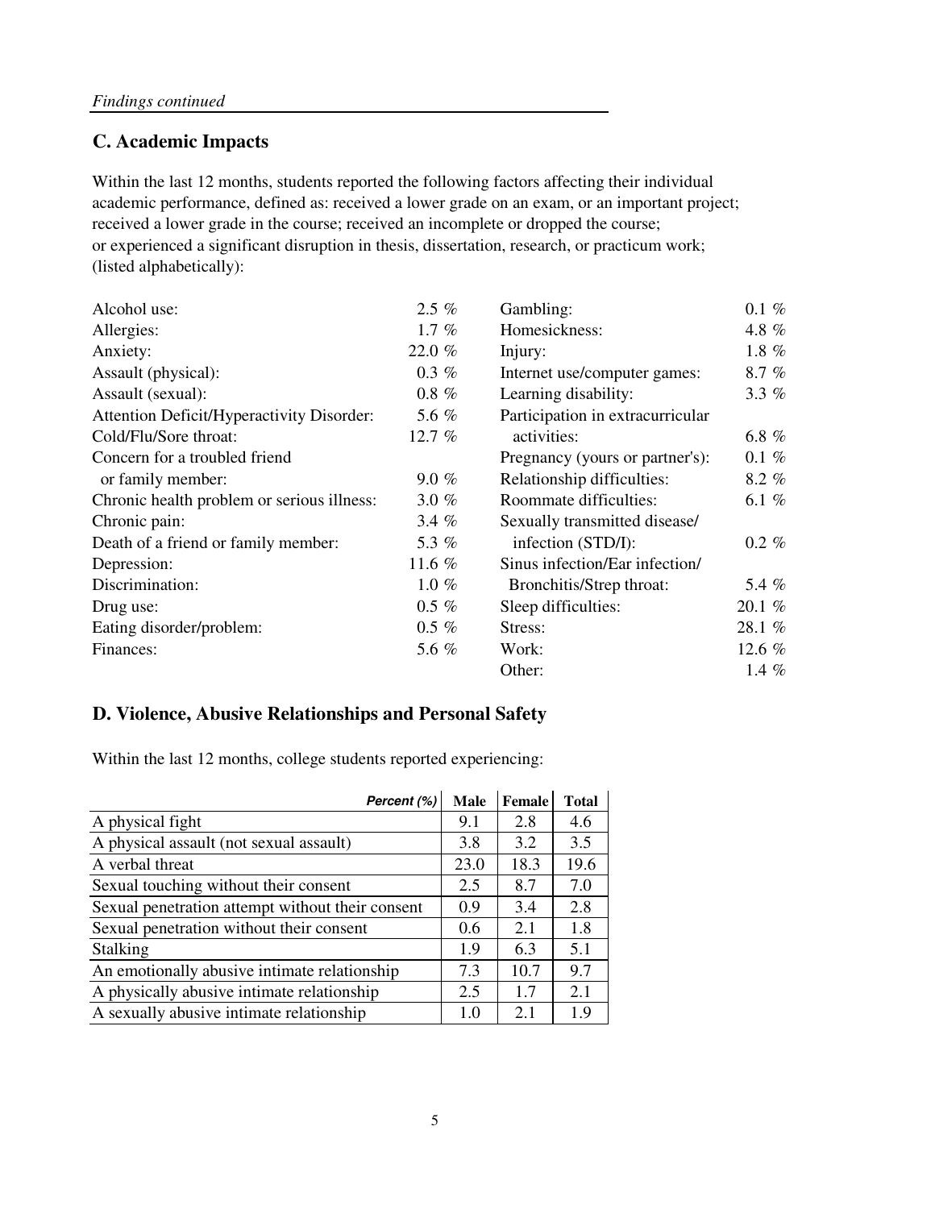*Findings continued*

## C. Academic Impacts

Within the last 12 months, students reported the following factors affecting their individual academic performance, defined as: received a lower grade on an exam, or an important project; received a lower grade in the course; received an incomplete or dropped the course; or experienced a significant disruption in thesis, dissertation, research, or practicum work; (listed alphabetically):

| Factor | Percent |
|---|---|
| Alcohol use: | 2.5 % |
| Allergies: | 1.7 % |
| Anxiety: | 22.0 % |
| Assault (physical): | 0.3 % |
| Assault (sexual): | 0.8 % |
| Attention Deficit/Hyperactivity Disorder: | 5.6 % |
| Cold/Flu/Sore throat: | 12.7 % |
| Concern for a troubled friend or family member: | 9.0 % |
| Chronic health problem or serious illness: | 3.0 % |
| Chronic pain: | 3.4 % |
| Death of a friend or family member: | 5.3 % |
| Depression: | 11.6 % |
| Discrimination: | 1.0 % |
| Drug use: | 0.5 % |
| Eating disorder/problem: | 0.5 % |
| Finances: | 5.6 % |
| Gambling: | 0.1 % |
| Homesickness: | 4.8 % |
| Injury: | 1.8 % |
| Internet use/computer games: | 8.7 % |
| Learning disability: | 3.3 % |
| Participation in extracurricular activities: | 6.8 % |
| Pregnancy (yours or partner's): | 0.1 % |
| Relationship difficulties: | 8.2 % |
| Roommate difficulties: | 6.1 % |
| Sexually transmitted disease/ infection (STD/I): | 0.2 % |
| Sinus infection/Ear infection/ Bronchitis/Strep throat: | 5.4 % |
| Sleep difficulties: | 20.1 % |
| Stress: | 28.1 % |
| Work: | 12.6 % |
| Other: | 1.4 % |

## D. Violence, Abusive Relationships and Personal Safety

Within the last 12 months, college students reported experiencing:

| *Percent (%)* | Male | Female | Total |
|---|---|---|---|
| A physical fight | 9.1 | 2.8 | 4.6 |
| A physical assault (not sexual assault) | 3.8 | 3.2 | 3.5 |
| A verbal threat | 23.0 | 18.3 | 19.6 |
| Sexual touching without their consent | 2.5 | 8.7 | 7.0 |
| Sexual penetration attempt without their consent | 0.9 | 3.4 | 2.8 |
| Sexual penetration without their consent | 0.6 | 2.1 | 1.8 |
| Stalking | 1.9 | 6.3 | 5.1 |
| An emotionally abusive intimate relationship | 7.3 | 10.7 | 9.7 |
| A physically abusive intimate relationship | 2.5 | 1.7 | 2.1 |
| A sexually abusive intimate relationship | 1.0 | 2.1 | 1.9 |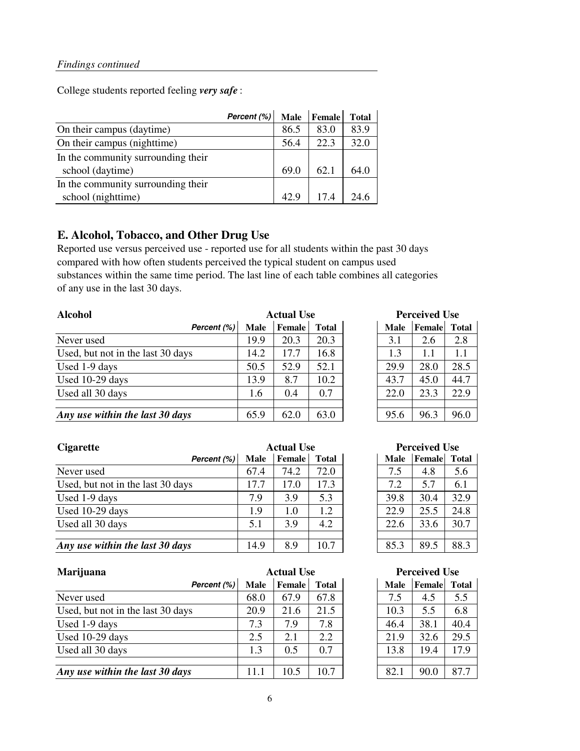*Findings continued*

College students reported feeling ***very safe*** :

| Percent (%) | Male | Female | Total |
|---|---|---|---|
| On their campus (daytime) | 86.5 | 83.0 | 83.9 |
| On their campus (nighttime) | 56.4 | 22.3 | 32.0 |
| In the community surrounding their school (daytime) | 69.0 | 62.1 | 64.0 |
| In the community surrounding their school (nighttime) | 42.9 | 17.4 | 24.6 |

## E. Alcohol, Tobacco, and Other Drug Use

Reported use versus perceived use - reported use for all students within the past 30 days compared with how often students perceived the typical student on campus used substances within the same time period. The last line of each table combines all categories of any use in the last 30 days.

| **Alcohol** | **Actual Use** | | | **Perceived Use** | | |
|---|---|---|---|---|---|---|
| Percent (%) | Male | Female | Total | Male | Female | Total |
| Never used | 19.9 | 20.3 | 20.3 | 3.1 | 2.6 | 2.8 |
| Used, but not in the last 30 days | 14.2 | 17.7 | 16.8 | 1.3 | 1.1 | 1.1 |
| Used 1-9 days | 50.5 | 52.9 | 52.1 | 29.9 | 28.0 | 28.5 |
| Used 10-29 days | 13.9 | 8.7 | 10.2 | 43.7 | 45.0 | 44.7 |
| Used all 30 days | 1.6 | 0.4 | 0.7 | 22.0 | 23.3 | 22.9 |
| ***Any use within the last 30 days*** | 65.9 | 62.0 | 63.0 | 95.6 | 96.3 | 96.0 |

| **Cigarette** | **Actual Use** | | | **Perceived Use** | | |
|---|---|---|---|---|---|---|
| Percent (%) | Male | Female | Total | Male | Female | Total |
| Never used | 67.4 | 74.2 | 72.0 | 7.5 | 4.8 | 5.6 |
| Used, but not in the last 30 days | 17.7 | 17.0 | 17.3 | 7.2 | 5.7 | 6.1 |
| Used 1-9 days | 7.9 | 3.9 | 5.3 | 39.8 | 30.4 | 32.9 |
| Used 10-29 days | 1.9 | 1.0 | 1.2 | 22.9 | 25.5 | 24.8 |
| Used all 30 days | 5.1 | 3.9 | 4.2 | 22.6 | 33.6 | 30.7 |
| ***Any use within the last 30 days*** | 14.9 | 8.9 | 10.7 | 85.3 | 89.5 | 88.3 |

| **Marijuana** | **Actual Use** | | | **Perceived Use** | | |
|---|---|---|---|---|---|---|
| Percent (%) | Male | Female | Total | Male | Female | Total |
| Never used | 68.0 | 67.9 | 67.8 | 7.5 | 4.5 | 5.5 |
| Used, but not in the last 30 days | 20.9 | 21.6 | 21.5 | 10.3 | 5.5 | 6.8 |
| Used 1-9 days | 7.3 | 7.9 | 7.8 | 46.4 | 38.1 | 40.4 |
| Used 10-29 days | 2.5 | 2.1 | 2.2 | 21.9 | 32.6 | 29.5 |
| Used all 30 days | 1.3 | 0.5 | 0.7 | 13.8 | 19.4 | 17.9 |
| ***Any use within the last 30 days*** | 11.1 | 10.5 | 10.7 | 82.1 | 90.0 | 87.7 |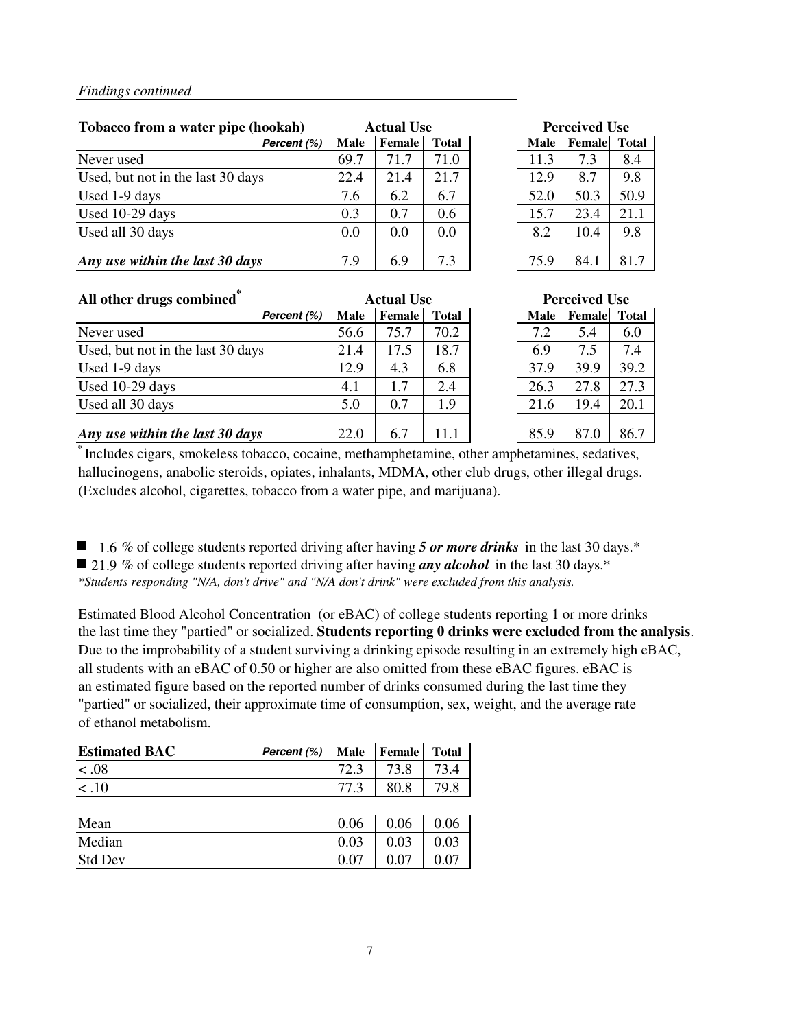*Findings continued*

| Tobacco from a water pipe (hookah) | Actual Use | | | Perceived Use | | |
|---|---|---|---|---|---|---|
| Percent (%) | Male | Female | Total | Male | Female | Total |
| Never used | 69.7 | 71.7 | 71.0 | 11.3 | 7.3 | 8.4 |
| Used, but not in the last 30 days | 22.4 | 21.4 | 21.7 | 12.9 | 8.7 | 9.8 |
| Used 1-9 days | 7.6 | 6.2 | 6.7 | 52.0 | 50.3 | 50.9 |
| Used 10-29 days | 0.3 | 0.7 | 0.6 | 15.7 | 23.4 | 21.1 |
| Used all 30 days | 0.0 | 0.0 | 0.0 | 8.2 | 10.4 | 9.8 |
| ***Any use within the last 30 days*** | 7.9 | 6.9 | 7.3 | 75.9 | 84.1 | 81.7 |

| All other drugs combined* | Actual Use | | | Perceived Use | | |
|---|---|---|---|---|---|---|
| Percent (%) | Male | Female | Total | Male | Female | Total |
| Never used | 56.6 | 75.7 | 70.2 | 7.2 | 5.4 | 6.0 |
| Used, but not in the last 30 days | 21.4 | 17.5 | 18.7 | 6.9 | 7.5 | 7.4 |
| Used 1-9 days | 12.9 | 4.3 | 6.8 | 37.9 | 39.9 | 39.2 |
| Used 10-29 days | 4.1 | 1.7 | 2.4 | 26.3 | 27.8 | 27.3 |
| Used all 30 days | 5.0 | 0.7 | 1.9 | 21.6 | 19.4 | 20.1 |
| ***Any use within the last 30 days*** | 22.0 | 6.7 | 11.1 | 85.9 | 87.0 | 86.7 |

* Includes cigars, smokeless tobacco, cocaine, methamphetamine, other amphetamines, sedatives, hallucinogens, anabolic steroids, opiates, inhalants, MDMA, other club drugs, other illegal drugs. (Excludes alcohol, cigarettes, tobacco from a water pipe, and marijuana).

- 1.6 % of college students reported driving after having ***5 or more drinks*** in the last 30 days.*
- 21.9 % of college students reported driving after having ***any alcohol*** in the last 30 days.*

*\*Students responding "N/A, don't drive" and "N/A don't drink" were excluded from this analysis.*

Estimated Blood Alcohol Concentration (or eBAC) of college students reporting 1 or more drinks the last time they "partied" or socialized. **Students reporting 0 drinks were excluded from the analysis**. Due to the improbability of a student surviving a drinking episode resulting in an extremely high eBAC, all students with an eBAC of 0.50 or higher are also omitted from these eBAC figures. eBAC is an estimated figure based on the reported number of drinks consumed during the last time they "partied" or socialized, their approximate time of consumption, sex, weight, and the average rate of ethanol metabolism.

| Estimated BAC — Percent (%) | Male | Female | Total |
|---|---|---|---|
| < .08 | 72.3 | 73.8 | 73.4 |
| < .10 | 77.3 | 80.8 | 79.8 |
| | | | |
| Mean | 0.06 | 0.06 | 0.06 |
| Median | 0.03 | 0.03 | 0.03 |
| Std Dev | 0.07 | 0.07 | 0.07 |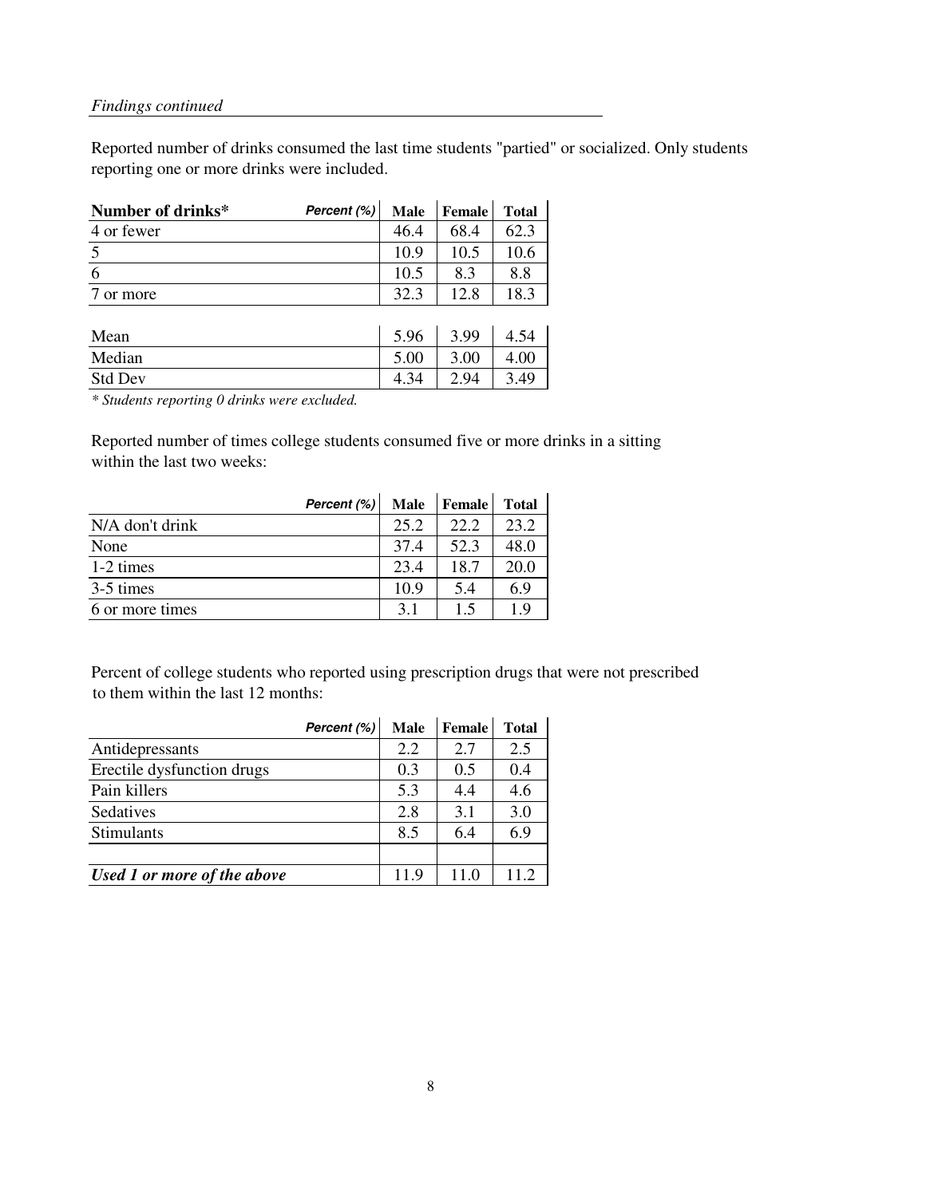*Findings continued*

Reported number of drinks consumed the last time students "partied" or socialized. Only students reporting one or more drinks were included.

| **Number of drinks*** Percent (%) | Male | Female | Total |
|---|---|---|---|
| 4 or fewer | 46.4 | 68.4 | 62.3 |
| 5 | 10.9 | 10.5 | 10.6 |
| 6 | 10.5 | 8.3 | 8.8 |
| 7 or more | 32.3 | 12.8 | 18.3 |
| | | | |
| Mean | 5.96 | 3.99 | 4.54 |
| Median | 5.00 | 3.00 | 4.00 |
| Std Dev | 4.34 | 2.94 | 3.49 |

*\* Students reporting 0 drinks were excluded.*

Reported number of times college students consumed five or more drinks in a sitting within the last two weeks:

| Percent (%) | Male | Female | Total |
|---|---|---|---|
| N/A don't drink | 25.2 | 22.2 | 23.2 |
| None | 37.4 | 52.3 | 48.0 |
| 1-2 times | 23.4 | 18.7 | 20.0 |
| 3-5 times | 10.9 | 5.4 | 6.9 |
| 6 or more times | 3.1 | 1.5 | 1.9 |

Percent of college students who reported using prescription drugs that were not prescribed to them within the last 12 months:

| Percent (%) | Male | Female | Total |
|---|---|---|---|
| Antidepressants | 2.2 | 2.7 | 2.5 |
| Erectile dysfunction drugs | 0.3 | 0.5 | 0.4 |
| Pain killers | 5.3 | 4.4 | 4.6 |
| Sedatives | 2.8 | 3.1 | 3.0 |
| Stimulants | 8.5 | 6.4 | 6.9 |
| | | | |
| ***Used 1 or more of the above*** | 11.9 | 11.0 | 11.2 |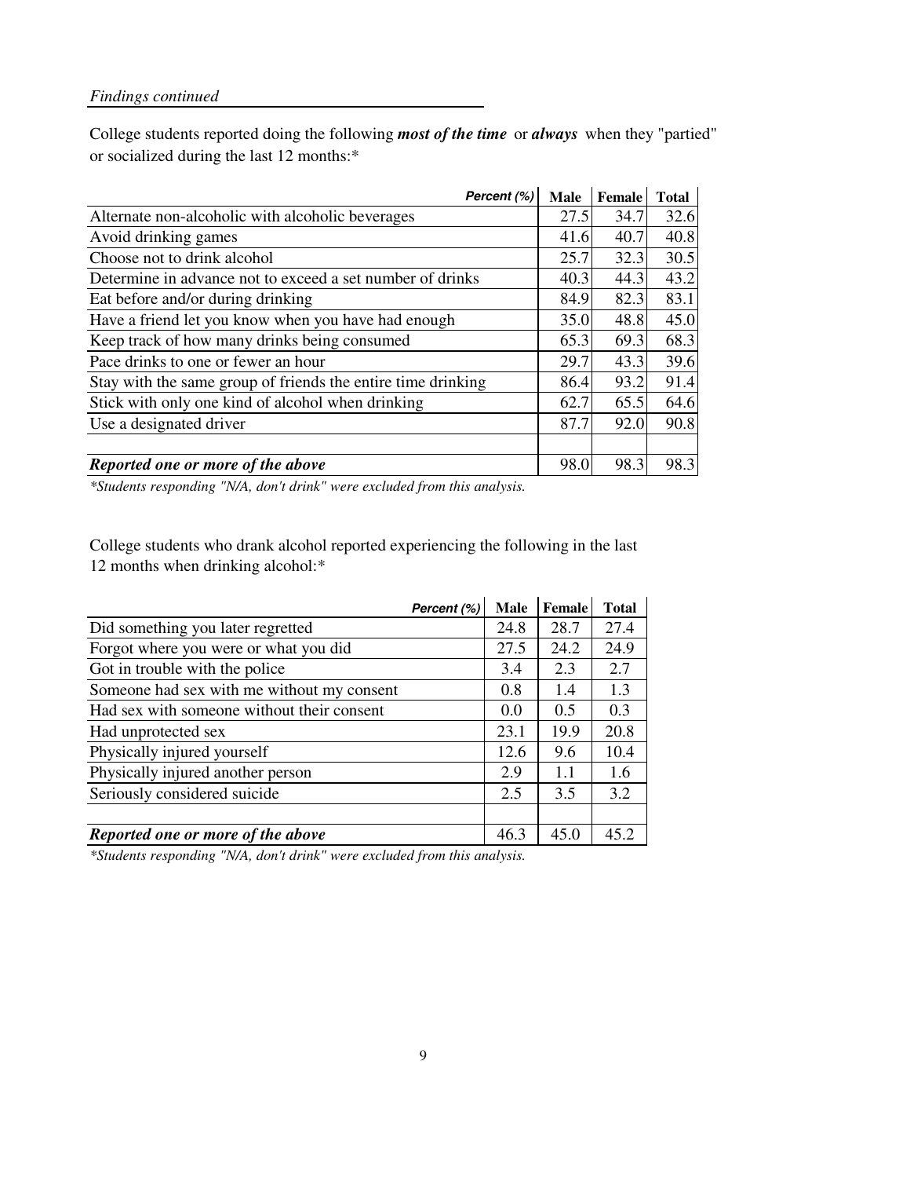*Findings continued*

College students reported doing the following ***most of the time*** or ***always*** when they "partied" or socialized during the last 12 months:*

| *Percent (%)* | Male | Female | Total |
|---|---|---|---|
| Alternate non-alcoholic with alcoholic beverages | 27.5 | 34.7 | 32.6 |
| Avoid drinking games | 41.6 | 40.7 | 40.8 |
| Choose not to drink alcohol | 25.7 | 32.3 | 30.5 |
| Determine in advance not to exceed a set number of drinks | 40.3 | 44.3 | 43.2 |
| Eat before and/or during drinking | 84.9 | 82.3 | 83.1 |
| Have a friend let you know when you have had enough | 35.0 | 48.8 | 45.0 |
| Keep track of how many drinks being consumed | 65.3 | 69.3 | 68.3 |
| Pace drinks to one or fewer an hour | 29.7 | 43.3 | 39.6 |
| Stay with the same group of friends the entire time drinking | 86.4 | 93.2 | 91.4 |
| Stick with only one kind of alcohol when drinking | 62.7 | 65.5 | 64.6 |
| Use a designated driver | 87.7 | 92.0 | 90.8 |
| | | | |
| ***Reported one or more of the above*** | 98.0 | 98.3 | 98.3 |

*\*Students responding "N/A, don't drink" were excluded from this analysis.*

College students who drank alcohol reported experiencing the following in the last 12 months when drinking alcohol:*

| *Percent (%)* | Male | Female | Total |
|---|---|---|---|
| Did something you later regretted | 24.8 | 28.7 | 27.4 |
| Forgot where you were or what you did | 27.5 | 24.2 | 24.9 |
| Got in trouble with the police | 3.4 | 2.3 | 2.7 |
| Someone had sex with me without my consent | 0.8 | 1.4 | 1.3 |
| Had sex with someone without their consent | 0.0 | 0.5 | 0.3 |
| Had unprotected sex | 23.1 | 19.9 | 20.8 |
| Physically injured yourself | 12.6 | 9.6 | 10.4 |
| Physically injured another person | 2.9 | 1.1 | 1.6 |
| Seriously considered suicide | 2.5 | 3.5 | 3.2 |
| | | | |
| ***Reported one or more of the above*** | 46.3 | 45.0 | 45.2 |

*\*Students responding "N/A, don't drink" were excluded from this analysis.*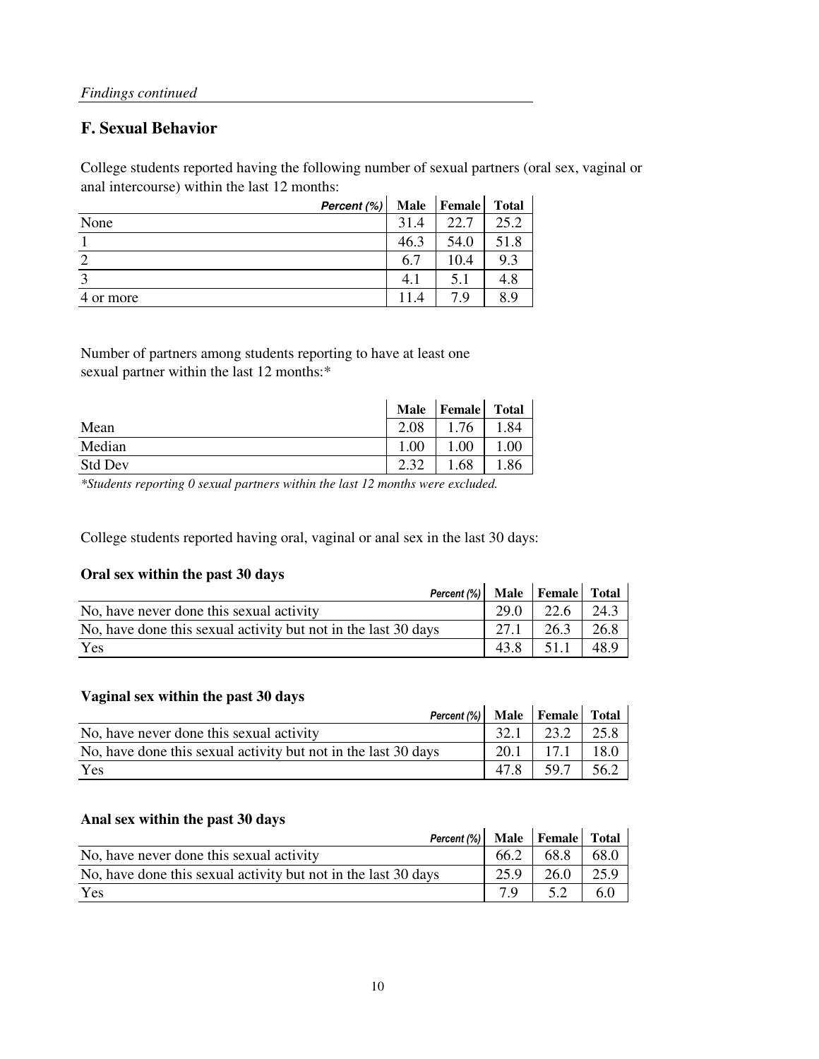*Findings continued*

## F. Sexual Behavior

College students reported having the following number of sexual partners (oral sex, vaginal or anal intercourse) within the last 12 months:

| *Percent (%)* | Male | Female | Total |
|---|---|---|---|
| None | 31.4 | 22.7 | 25.2 |
| 1 | 46.3 | 54.0 | 51.8 |
| 2 | 6.7 | 10.4 | 9.3 |
| 3 | 4.1 | 5.1 | 4.8 |
| 4 or more | 11.4 | 7.9 | 8.9 |

Number of partners among students reporting to have at least one sexual partner within the last 12 months:*

| | Male | Female | Total |
|---|---|---|---|
| Mean | 2.08 | 1.76 | 1.84 |
| Median | 1.00 | 1.00 | 1.00 |
| Std Dev | 2.32 | 1.68 | 1.86 |

*\*Students reporting 0 sexual partners within the last 12 months were excluded.*

College students reported having oral, vaginal or anal sex in the last 30 days:

**Oral sex within the past 30 days**

| *Percent (%)* | Male | Female | Total |
|---|---|---|---|
| No, have never done this sexual activity | 29.0 | 22.6 | 24.3 |
| No, have done this sexual activity but not in the last 30 days | 27.1 | 26.3 | 26.8 |
| Yes | 43.8 | 51.1 | 48.9 |

**Vaginal sex within the past 30 days**

| *Percent (%)* | Male | Female | Total |
|---|---|---|---|
| No, have never done this sexual activity | 32.1 | 23.2 | 25.8 |
| No, have done this sexual activity but not in the last 30 days | 20.1 | 17.1 | 18.0 |
| Yes | 47.8 | 59.7 | 56.2 |

**Anal sex within the past 30 days**

| *Percent (%)* | Male | Female | Total |
|---|---|---|---|
| No, have never done this sexual activity | 66.2 | 68.8 | 68.0 |
| No, have done this sexual activity but not in the last 30 days | 25.9 | 26.0 | 25.9 |
| Yes | 7.9 | 5.2 | 6.0 |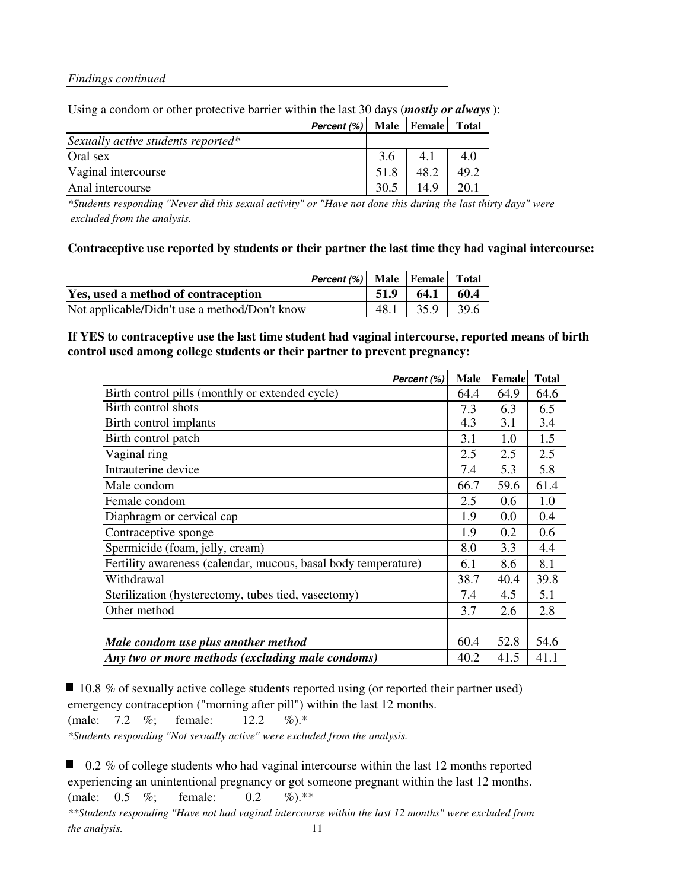*Findings continued*

Using a condom or other protective barrier within the last 30 days (***mostly or always***):

| *Percent (%)* | Male | Female | Total |
|---|---|---|---|
| *Sexually active students reported** | | | |
| Oral sex | 3.6 | 4.1 | 4.0 |
| Vaginal intercourse | 51.8 | 48.2 | 49.2 |
| Anal intercourse | 30.5 | 14.9 | 20.1 |

*\*Students responding "Never did this sexual activity" or "Have not done this during the last thirty days" were excluded from the analysis.*

**Contraceptive use reported by students or their partner the last time they had vaginal intercourse:**

| *Percent (%)* | Male | Female | Total |
|---|---|---|---|
| **Yes, used a method of contraception** | **51.9** | **64.1** | **60.4** |
| Not applicable/Didn't use a method/Don't know | 48.1 | 35.9 | 39.6 |

**If YES to contraceptive use the last time student had vaginal intercourse, reported means of birth control used among college students or their partner to prevent pregnancy:**

| *Percent (%)* | Male | Female | Total |
|---|---|---|---|
| Birth control pills (monthly or extended cycle) | 64.4 | 64.9 | 64.6 |
| Birth control shots | 7.3 | 6.3 | 6.5 |
| Birth control implants | 4.3 | 3.1 | 3.4 |
| Birth control patch | 3.1 | 1.0 | 1.5 |
| Vaginal ring | 2.5 | 2.5 | 2.5 |
| Intrauterine device | 7.4 | 5.3 | 5.8 |
| Male condom | 66.7 | 59.6 | 61.4 |
| Female condom | 2.5 | 0.6 | 1.0 |
| Diaphragm or cervical cap | 1.9 | 0.0 | 0.4 |
| Contraceptive sponge | 1.9 | 0.2 | 0.6 |
| Spermicide (foam, jelly, cream) | 8.0 | 3.3 | 4.4 |
| Fertility awareness (calendar, mucous, basal body temperature) | 6.1 | 8.6 | 8.1 |
| Withdrawal | 38.7 | 40.4 | 39.8 |
| Sterilization (hysterectomy, tubes tied, vasectomy) | 7.4 | 4.5 | 5.1 |
| Other method | 3.7 | 2.6 | 2.8 |
| | | | |
| ***Male condom use plus another method*** | 60.4 | 52.8 | 54.6 |
| ***Any two or more methods (excluding male condoms)*** | 40.2 | 41.5 | 41.1 |

- 10.8 % of sexually active college students reported using (or reported their partner used) emergency contraception ("morning after pill") within the last 12 months. (male: 7.2 %; female: 12.2 %).*

*\*Students responding "Not sexually active" were excluded from the analysis.*

- 0.2 % of college students who had vaginal intercourse within the last 12 months reported experiencing an unintentional pregnancy or got someone pregnant within the last 12 months. (male: 0.5 %; female: 0.2 %).**

*\*\*Students responding "Have not had vaginal intercourse within the last 12 months" were excluded from the analysis.*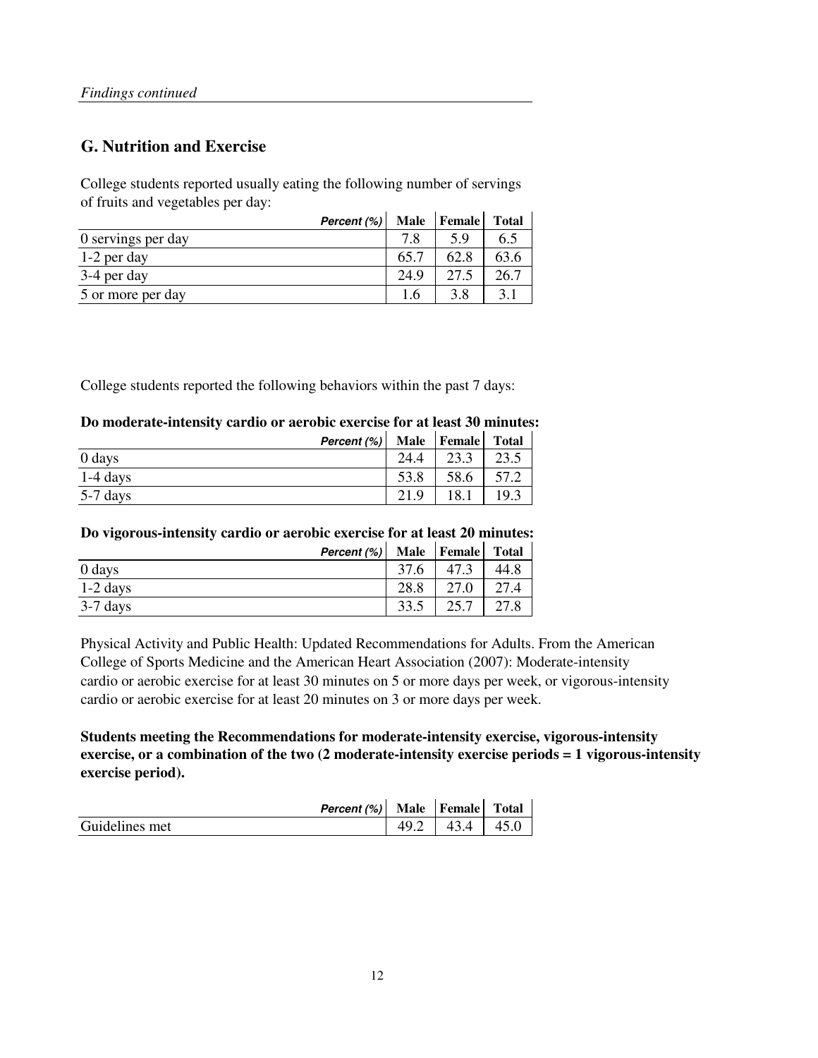*Findings continued*

## G. Nutrition and Exercise

College students reported usually eating the following number of servings of fruits and vegetables per day:

| *Percent (%)* | Male | Female | Total |
|---|---|---|---|
| 0 servings per day | 7.8 | 5.9 | 6.5 |
| 1-2 per day | 65.7 | 62.8 | 63.6 |
| 3-4 per day | 24.9 | 27.5 | 26.7 |
| 5 or more per day | 1.6 | 3.8 | 3.1 |

College students reported the following behaviors within the past 7 days:

**Do moderate-intensity cardio or aerobic exercise for at least 30 minutes:**

| *Percent (%)* | Male | Female | Total |
|---|---|---|---|
| 0 days | 24.4 | 23.3 | 23.5 |
| 1-4 days | 53.8 | 58.6 | 57.2 |
| 5-7 days | 21.9 | 18.1 | 19.3 |

**Do vigorous-intensity cardio or aerobic exercise for at least 20 minutes:**

| *Percent (%)* | Male | Female | Total |
|---|---|---|---|
| 0 days | 37.6 | 47.3 | 44.8 |
| 1-2 days | 28.8 | 27.0 | 27.4 |
| 3-7 days | 33.5 | 25.7 | 27.8 |

Physical Activity and Public Health: Updated Recommendations for Adults. From the American College of Sports Medicine and the American Heart Association (2007): Moderate-intensity cardio or aerobic exercise for at least 30 minutes on 5 or more days per week, or vigorous-intensity cardio or aerobic exercise for at least 20 minutes on 3 or more days per week.

**Students meeting the Recommendations for moderate-intensity exercise, vigorous-intensity exercise, or a combination of the two (2 moderate-intensity exercise periods = 1 vigorous-intensity exercise period).**

| *Percent (%)* | Male | Female | Total |
|---|---|---|---|
| Guidelines met | 49.2 | 43.4 | 45.0 |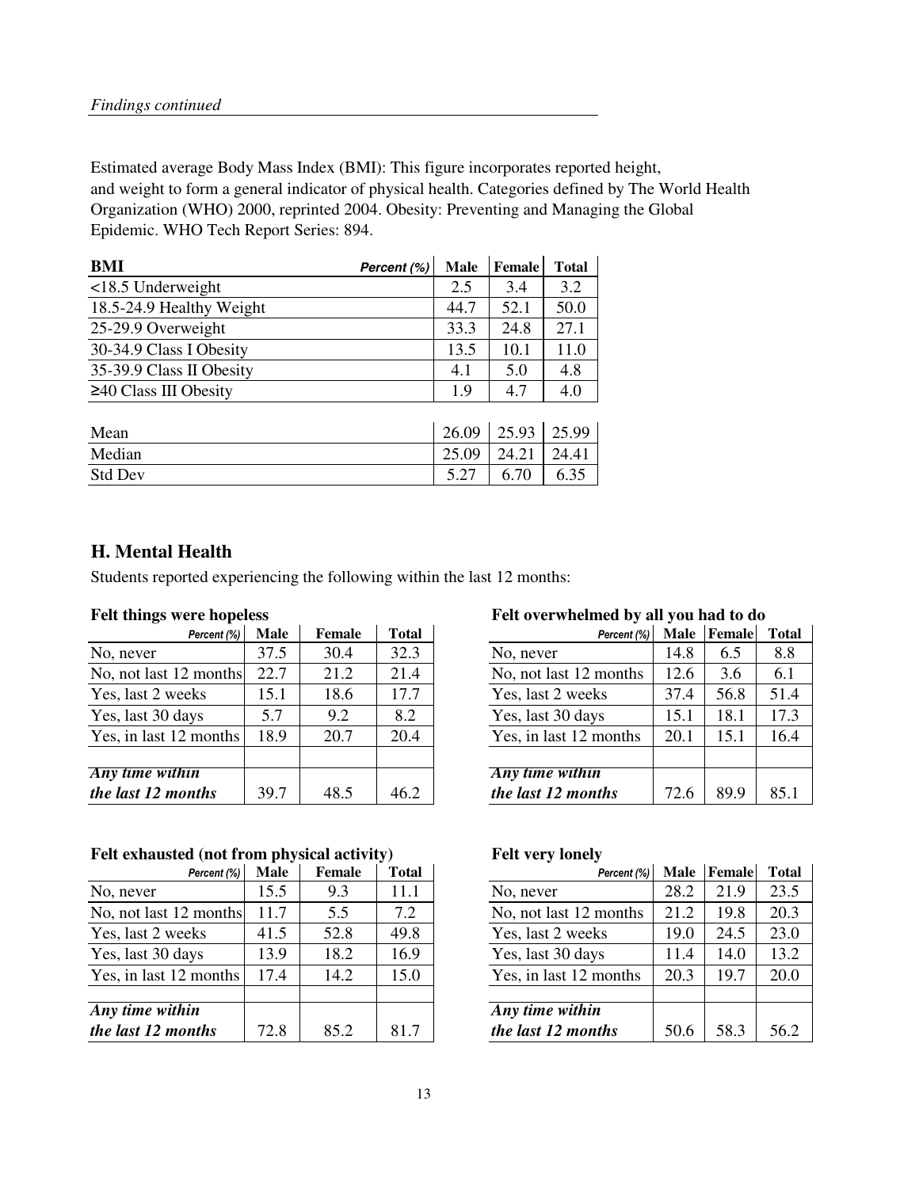*Findings continued*

Estimated average Body Mass Index (BMI): This figure incorporates reported height, and weight to form a general indicator of physical health. Categories defined by The World Health Organization (WHO) 2000, reprinted 2004. Obesity: Preventing and Managing the Global Epidemic. WHO Tech Report Series: 894.

| **BMI** Percent (%) | Male | Female | Total |
|---|---|---|---|
| <18.5 Underweight | 2.5 | 3.4 | 3.2 |
| 18.5-24.9 Healthy Weight | 44.7 | 52.1 | 50.0 |
| 25-29.9 Overweight | 33.3 | 24.8 | 27.1 |
| 30-34.9 Class I Obesity | 13.5 | 10.1 | 11.0 |
| 35-39.9 Class II Obesity | 4.1 | 5.0 | 4.8 |
| ≥40 Class III Obesity | 1.9 | 4.7 | 4.0 |
| | | | |
| Mean | 26.09 | 25.93 | 25.99 |
| Median | 25.09 | 24.21 | 24.41 |
| Std Dev | 5.27 | 6.70 | 6.35 |

## H. Mental Health

Students reported experiencing the following within the last 12 months:

**Felt things were hopeless**

| Percent (%) | Male | Female | Total |
|---|---|---|---|
| No, never | 37.5 | 30.4 | 32.3 |
| No, not last 12 months | 22.7 | 21.2 | 21.4 |
| Yes, last 2 weeks | 15.1 | 18.6 | 17.7 |
| Yes, last 30 days | 5.7 | 9.2 | 8.2 |
| Yes, in last 12 months | 18.9 | 20.7 | 20.4 |
| | | | |
| ***Any time within the last 12 months*** | 39.7 | 48.5 | 46.2 |

**Felt overwhelmed by all you had to do**

| Percent (%) | Male | Female | Total |
|---|---|---|---|
| No, never | 14.8 | 6.5 | 8.8 |
| No, not last 12 months | 12.6 | 3.6 | 6.1 |
| Yes, last 2 weeks | 37.4 | 56.8 | 51.4 |
| Yes, last 30 days | 15.1 | 18.1 | 17.3 |
| Yes, in last 12 months | 20.1 | 15.1 | 16.4 |
| | | | |
| ***Any time within the last 12 months*** | 72.6 | 89.9 | 85.1 |

**Felt exhausted (not from physical activity)**

| Percent (%) | Male | Female | Total |
|---|---|---|---|
| No, never | 15.5 | 9.3 | 11.1 |
| No, not last 12 months | 11.7 | 5.5 | 7.2 |
| Yes, last 2 weeks | 41.5 | 52.8 | 49.8 |
| Yes, last 30 days | 13.9 | 18.2 | 16.9 |
| Yes, in last 12 months | 17.4 | 14.2 | 15.0 |
| | | | |
| ***Any time within the last 12 months*** | 72.8 | 85.2 | 81.7 |

**Felt very lonely**

| Percent (%) | Male | Female | Total |
|---|---|---|---|
| No, never | 28.2 | 21.9 | 23.5 |
| No, not last 12 months | 21.2 | 19.8 | 20.3 |
| Yes, last 2 weeks | 19.0 | 24.5 | 23.0 |
| Yes, last 30 days | 11.4 | 14.0 | 13.2 |
| Yes, in last 12 months | 20.3 | 19.7 | 20.0 |
| | | | |
| ***Any time within the last 12 months*** | 50.6 | 58.3 | 56.2 |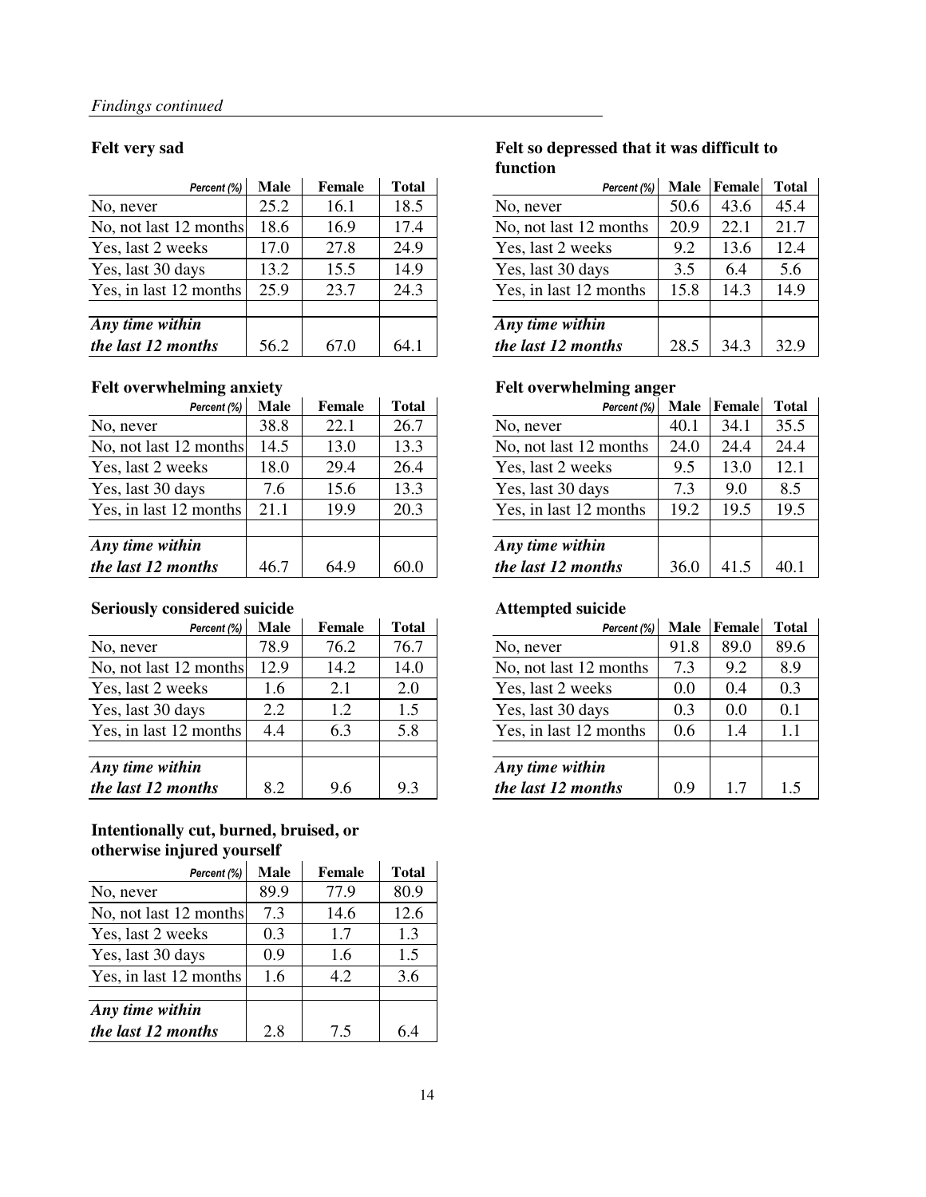*Findings continued*

### Felt very sad

| Percent (%) | Male | Female | Total |
|---|---|---|---|
| No, never | 25.2 | 16.1 | 18.5 |
| No, not last 12 months | 18.6 | 16.9 | 17.4 |
| Yes, last 2 weeks | 17.0 | 27.8 | 24.9 |
| Yes, last 30 days | 13.2 | 15.5 | 14.9 |
| Yes, in last 12 months | 25.9 | 23.7 | 24.3 |
| | | | |
| ***Any time within the last 12 months*** | 56.2 | 67.0 | 64.1 |

### Felt so depressed that it was difficult to function

| Percent (%) | Male | Female | Total |
|---|---|---|---|
| No, never | 50.6 | 43.6 | 45.4 |
| No, not last 12 months | 20.9 | 22.1 | 21.7 |
| Yes, last 2 weeks | 9.2 | 13.6 | 12.4 |
| Yes, last 30 days | 3.5 | 6.4 | 5.6 |
| Yes, in last 12 months | 15.8 | 14.3 | 14.9 |
| | | | |
| ***Any time within the last 12 months*** | 28.5 | 34.3 | 32.9 |

### Felt overwhelming anxiety

| Percent (%) | Male | Female | Total |
|---|---|---|---|
| No, never | 38.8 | 22.1 | 26.7 |
| No, not last 12 months | 14.5 | 13.0 | 13.3 |
| Yes, last 2 weeks | 18.0 | 29.4 | 26.4 |
| Yes, last 30 days | 7.6 | 15.6 | 13.3 |
| Yes, in last 12 months | 21.1 | 19.9 | 20.3 |
| | | | |
| ***Any time within the last 12 months*** | 46.7 | 64.9 | 60.0 |

### Felt overwhelming anger

| Percent (%) | Male | Female | Total |
|---|---|---|---|
| No, never | 40.1 | 34.1 | 35.5 |
| No, not last 12 months | 24.0 | 24.4 | 24.4 |
| Yes, last 2 weeks | 9.5 | 13.0 | 12.1 |
| Yes, last 30 days | 7.3 | 9.0 | 8.5 |
| Yes, in last 12 months | 19.2 | 19.5 | 19.5 |
| | | | |
| ***Any time within the last 12 months*** | 36.0 | 41.5 | 40.1 |

### Seriously considered suicide

| Percent (%) | Male | Female | Total |
|---|---|---|---|
| No, never | 78.9 | 76.2 | 76.7 |
| No, not last 12 months | 12.9 | 14.2 | 14.0 |
| Yes, last 2 weeks | 1.6 | 2.1 | 2.0 |
| Yes, last 30 days | 2.2 | 1.2 | 1.5 |
| Yes, in last 12 months | 4.4 | 6.3 | 5.8 |
| | | | |
| ***Any time within the last 12 months*** | 8.2 | 9.6 | 9.3 |

### Attempted suicide

| Percent (%) | Male | Female | Total |
|---|---|---|---|
| No, never | 91.8 | 89.0 | 89.6 |
| No, not last 12 months | 7.3 | 9.2 | 8.9 |
| Yes, last 2 weeks | 0.0 | 0.4 | 0.3 |
| Yes, last 30 days | 0.3 | 0.0 | 0.1 |
| Yes, in last 12 months | 0.6 | 1.4 | 1.1 |
| | | | |
| ***Any time within the last 12 months*** | 0.9 | 1.7 | 1.5 |

### Intentionally cut, burned, bruised, or otherwise injured yourself

| Percent (%) | Male | Female | Total |
|---|---|---|---|
| No, never | 89.9 | 77.9 | 80.9 |
| No, not last 12 months | 7.3 | 14.6 | 12.6 |
| Yes, last 2 weeks | 0.3 | 1.7 | 1.3 |
| Yes, last 30 days | 0.9 | 1.6 | 1.5 |
| Yes, in last 12 months | 1.6 | 4.2 | 3.6 |
| | | | |
| ***Any time within the last 12 months*** | 2.8 | 7.5 | 6.4 |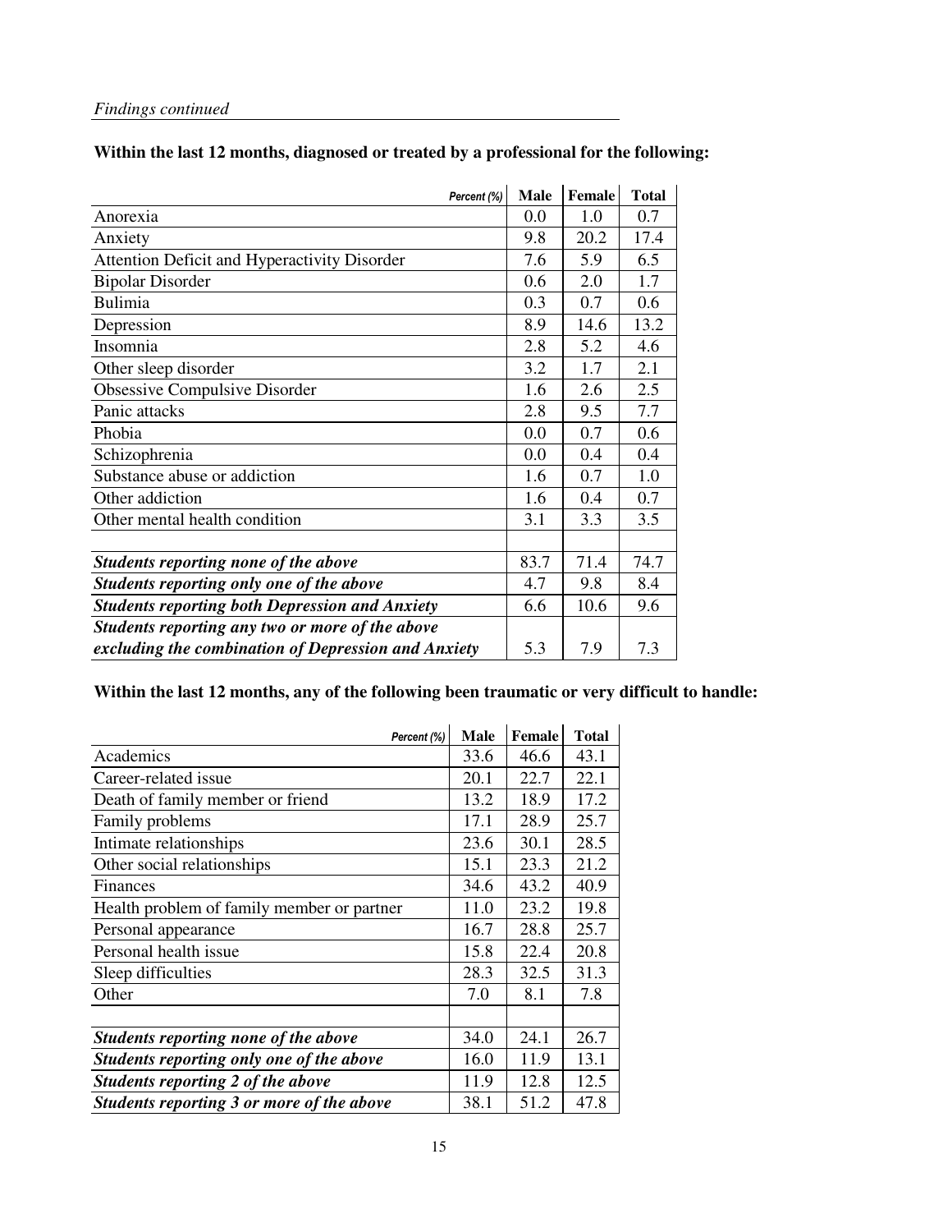*Findings continued*

**Within the last 12 months, diagnosed or treated by a professional for the following:**

| *Percent (%)* | Male | Female | Total |
|---|---|---|---|
| Anorexia | 0.0 | 1.0 | 0.7 |
| Anxiety | 9.8 | 20.2 | 17.4 |
| Attention Deficit and Hyperactivity Disorder | 7.6 | 5.9 | 6.5 |
| Bipolar Disorder | 0.6 | 2.0 | 1.7 |
| Bulimia | 0.3 | 0.7 | 0.6 |
| Depression | 8.9 | 14.6 | 13.2 |
| Insomnia | 2.8 | 5.2 | 4.6 |
| Other sleep disorder | 3.2 | 1.7 | 2.1 |
| Obsessive Compulsive Disorder | 1.6 | 2.6 | 2.5 |
| Panic attacks | 2.8 | 9.5 | 7.7 |
| Phobia | 0.0 | 0.7 | 0.6 |
| Schizophrenia | 0.0 | 0.4 | 0.4 |
| Substance abuse or addiction | 1.6 | 0.7 | 1.0 |
| Other addiction | 1.6 | 0.4 | 0.7 |
| Other mental health condition | 3.1 | 3.3 | 3.5 |
| | | | |
| ***Students reporting none of the above*** | 83.7 | 71.4 | 74.7 |
| ***Students reporting only one of the above*** | 4.7 | 9.8 | 8.4 |
| ***Students reporting both Depression and Anxiety*** | 6.6 | 10.6 | 9.6 |
| ***Students reporting any two or more of the above excluding the combination of Depression and Anxiety*** | 5.3 | 7.9 | 7.3 |

**Within the last 12 months, any of the following been traumatic or very difficult to handle:**

| *Percent (%)* | Male | Female | Total |
|---|---|---|---|
| Academics | 33.6 | 46.6 | 43.1 |
| Career-related issue | 20.1 | 22.7 | 22.1 |
| Death of family member or friend | 13.2 | 18.9 | 17.2 |
| Family problems | 17.1 | 28.9 | 25.7 |
| Intimate relationships | 23.6 | 30.1 | 28.5 |
| Other social relationships | 15.1 | 23.3 | 21.2 |
| Finances | 34.6 | 43.2 | 40.9 |
| Health problem of family member or partner | 11.0 | 23.2 | 19.8 |
| Personal appearance | 16.7 | 28.8 | 25.7 |
| Personal health issue | 15.8 | 22.4 | 20.8 |
| Sleep difficulties | 28.3 | 32.5 | 31.3 |
| Other | 7.0 | 8.1 | 7.8 |
| | | | |
| ***Students reporting none of the above*** | 34.0 | 24.1 | 26.7 |
| ***Students reporting only one of the above*** | 16.0 | 11.9 | 13.1 |
| ***Students reporting 2 of the above*** | 11.9 | 12.8 | 12.5 |
| ***Students reporting 3 or more of the above*** | 38.1 | 51.2 | 47.8 |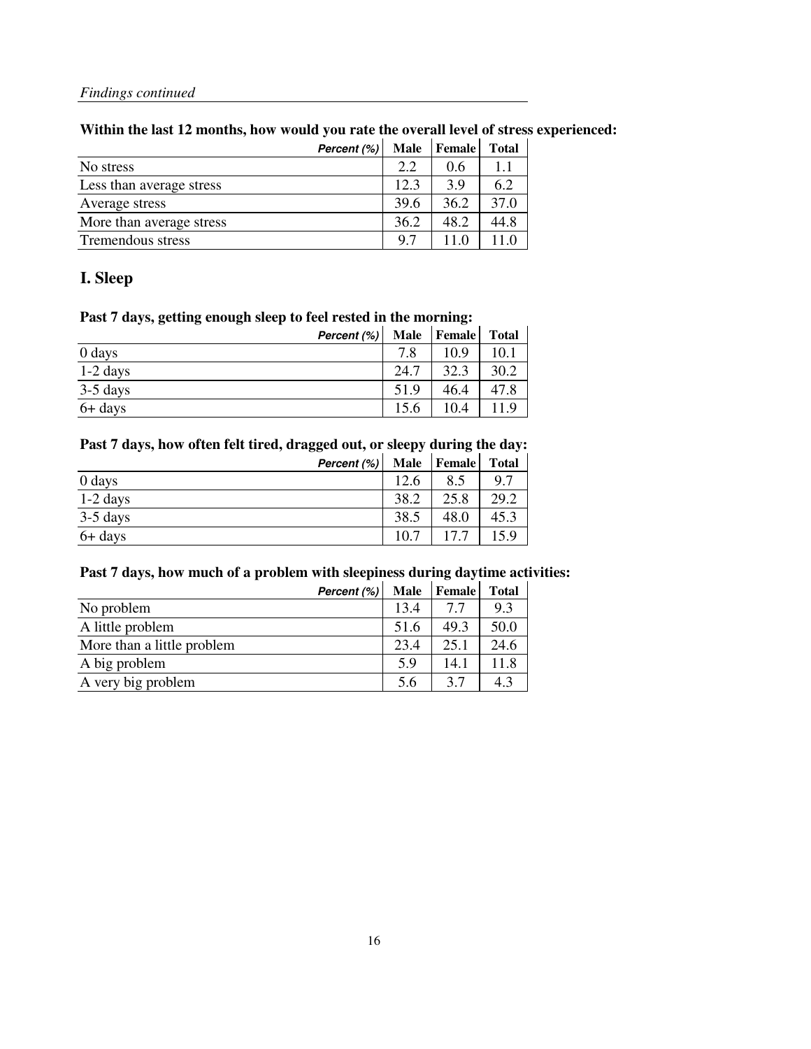*Findings continued*

**Within the last 12 months, how would you rate the overall level of stress experienced:**

| *Percent (%)* | Male | Female | Total |
|---|---|---|---|
| No stress | 2.2 | 0.6 | 1.1 |
| Less than average stress | 12.3 | 3.9 | 6.2 |
| Average stress | 39.6 | 36.2 | 37.0 |
| More than average stress | 36.2 | 48.2 | 44.8 |
| Tremendous stress | 9.7 | 11.0 | 11.0 |

## I. Sleep

**Past 7 days, getting enough sleep to feel rested in the morning:**

| *Percent (%)* | Male | Female | Total |
|---|---|---|---|
| 0 days | 7.8 | 10.9 | 10.1 |
| 1-2 days | 24.7 | 32.3 | 30.2 |
| 3-5 days | 51.9 | 46.4 | 47.8 |
| 6+ days | 15.6 | 10.4 | 11.9 |

**Past 7 days, how often felt tired, dragged out, or sleepy during the day:**

| *Percent (%)* | Male | Female | Total |
|---|---|---|---|
| 0 days | 12.6 | 8.5 | 9.7 |
| 1-2 days | 38.2 | 25.8 | 29.2 |
| 3-5 days | 38.5 | 48.0 | 45.3 |
| 6+ days | 10.7 | 17.7 | 15.9 |

**Past 7 days, how much of a problem with sleepiness during daytime activities:**

| *Percent (%)* | Male | Female | Total |
|---|---|---|---|
| No problem | 13.4 | 7.7 | 9.3 |
| A little problem | 51.6 | 49.3 | 50.0 |
| More than a little problem | 23.4 | 25.1 | 24.6 |
| A big problem | 5.9 | 14.1 | 11.8 |
| A very big problem | 5.6 | 3.7 | 4.3 |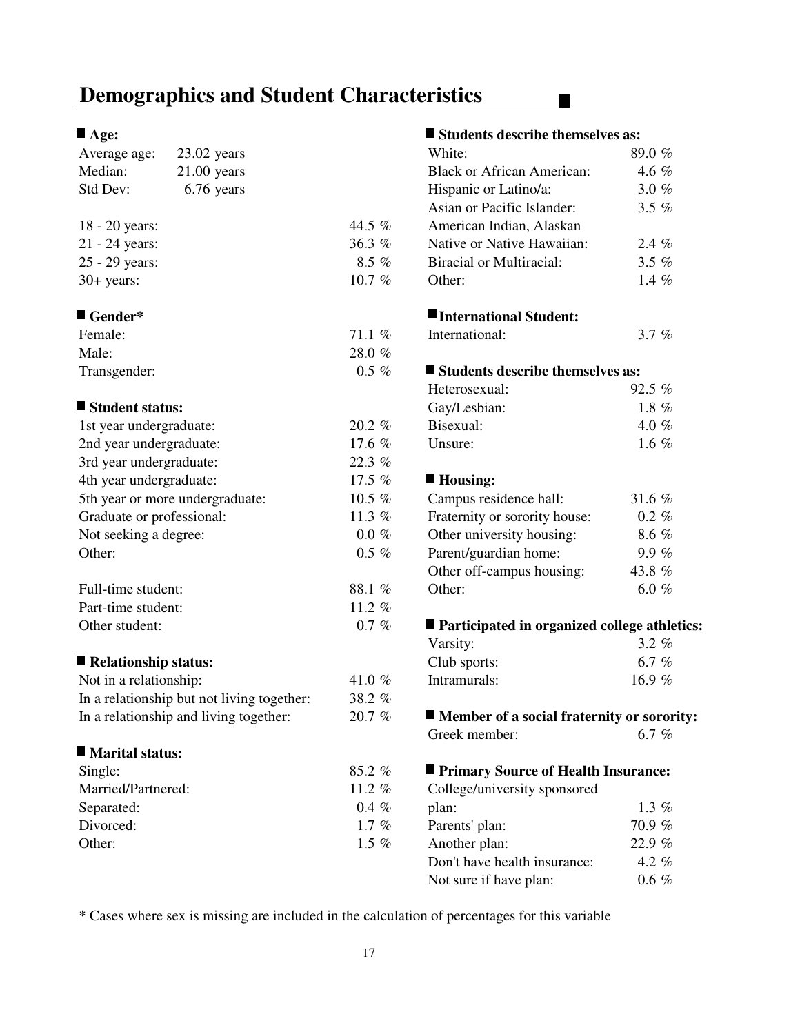## Demographics and Student Characteristics

**Age:**

Average age: 23.02 years
Median: 21.00 years
Std Dev: 6.76 years

| | |
|---|---|
| 18 - 20 years: | 44.5 % |
| 21 - 24 years: | 36.3 % |
| 25 - 29 years: | 8.5 % |
| 30+ years: | 10.7 % |

**Gender***

| | |
|---|---|
| Female: | 71.1 % |
| Male: | 28.0 % |
| Transgender: | 0.5 % |

**Student status:**

| | |
|---|---|
| 1st year undergraduate: | 20.2 % |
| 2nd year undergraduate: | 17.6 % |
| 3rd year undergraduate: | 22.3 % |
| 4th year undergraduate: | 17.5 % |
| 5th year or more undergraduate: | 10.5 % |
| Graduate or professional: | 11.3 % |
| Not seeking a degree: | 0.0 % |
| Other: | 0.5 % |

| | |
|---|---|
| Full-time student: | 88.1 % |
| Part-time student: | 11.2 % |
| Other student: | 0.7 % |

**Relationship status:**

| | |
|---|---|
| Not in a relationship: | 41.0 % |
| In a relationship but not living together: | 38.2 % |
| In a relationship and living together: | 20.7 % |

**Marital status:**

| | |
|---|---|
| Single: | 85.2 % |
| Married/Partnered: | 11.2 % |
| Separated: | 0.4 % |
| Divorced: | 1.7 % |
| Other: | 1.5 % |

**Students describe themselves as:**

| | |
|---|---|
| White: | 89.0 % |
| Black or African American: | 4.6 % |
| Hispanic or Latino/a: | 3.0 % |
| Asian or Pacific Islander: | 3.5 % |
| American Indian, Alaskan Native or Native Hawaiian: | 2.4 % |
| Biracial or Multiracial: | 3.5 % |
| Other: | 1.4 % |

**International Student:**

| | |
|---|---|
| International: | 3.7 % |

**Students describe themselves as:**

| | |
|---|---|
| Heterosexual: | 92.5 % |
| Gay/Lesbian: | 1.8 % |
| Bisexual: | 4.0 % |
| Unsure: | 1.6 % |

**Housing:**

| | |
|---|---|
| Campus residence hall: | 31.6 % |
| Fraternity or sorority house: | 0.2 % |
| Other university housing: | 8.6 % |
| Parent/guardian home: | 9.9 % |
| Other off-campus housing: | 43.8 % |
| Other: | 6.0 % |

**Participated in organized college athletics:**

| | |
|---|---|
| Varsity: | 3.2 % |
| Club sports: | 6.7 % |
| Intramurals: | 16.9 % |

**Member of a social fraternity or sorority:**

| | |
|---|---|
| Greek member: | 6.7 % |

**Primary Source of Health Insurance:**

| | |
|---|---|
| College/university sponsored plan: | 1.3 % |
| Parents' plan: | 70.9 % |
| Another plan: | 22.9 % |
| Don't have health insurance: | 4.2 % |
| Not sure if have plan: | 0.6 % |

* Cases where sex is missing are included in the calculation of percentages for this variable